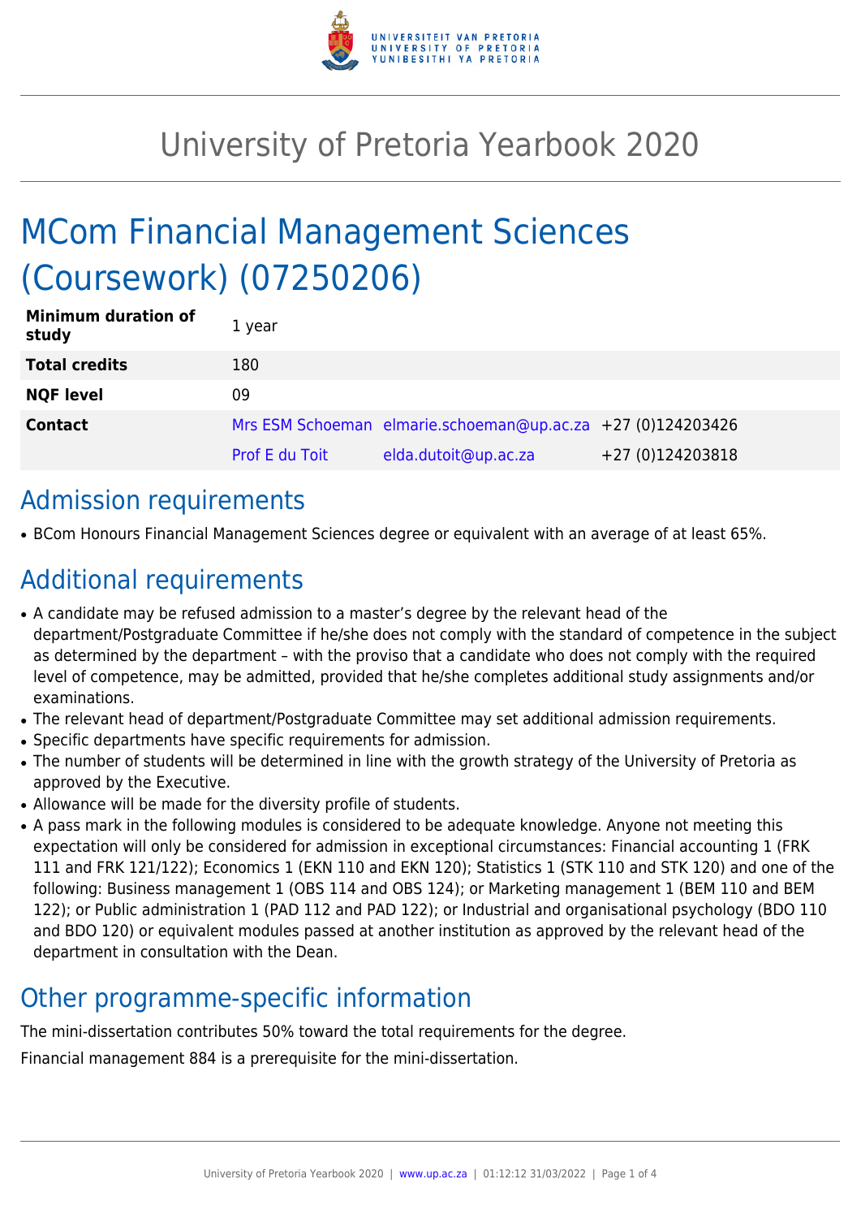# University of Pretoria Yearbook 2020

# MCom Financial Management Sciences (Coursework) (07250206)

| | | | |
|---|---|---|---|
| **Minimum duration of study** | 1 year | | |
| **Total credits** | 180 | | |
| **NQF level** | 09 | | |
| **Contact** | Mrs ESM Schoeman | elmarie.schoeman@up.ac.za | +27 (0)124203426 |
| | Prof E du Toit | elda.dutoit@up.ac.za | +27 (0)124203818 |

## Admission requirements

- BCom Honours Financial Management Sciences degree or equivalent with an average of at least 65%.

## Additional requirements

- A candidate may be refused admission to a master's degree by the relevant head of the department/Postgraduate Committee if he/she does not comply with the standard of competence in the subject as determined by the department – with the proviso that a candidate who does not comply with the required level of competence, may be admitted, provided that he/she completes additional study assignments and/or examinations.
- The relevant head of department/Postgraduate Committee may set additional admission requirements.
- Specific departments have specific requirements for admission.
- The number of students will be determined in line with the growth strategy of the University of Pretoria as approved by the Executive.
- Allowance will be made for the diversity profile of students.
- A pass mark in the following modules is considered to be adequate knowledge. Anyone not meeting this expectation will only be considered for admission in exceptional circumstances: Financial accounting 1 (FRK 111 and FRK 121/122); Economics 1 (EKN 110 and EKN 120); Statistics 1 (STK 110 and STK 120) and one of the following: Business management 1 (OBS 114 and OBS 124); or Marketing management 1 (BEM 110 and BEM 122); or Public administration 1 (PAD 112 and PAD 122); or Industrial and organisational psychology (BDO 110 and BDO 120) or equivalent modules passed at another institution as approved by the relevant head of the department in consultation with the Dean.

## Other programme-specific information

The mini-dissertation contributes 50% toward the total requirements for the degree.

Financial management 884 is a prerequisite for the mini-dissertation.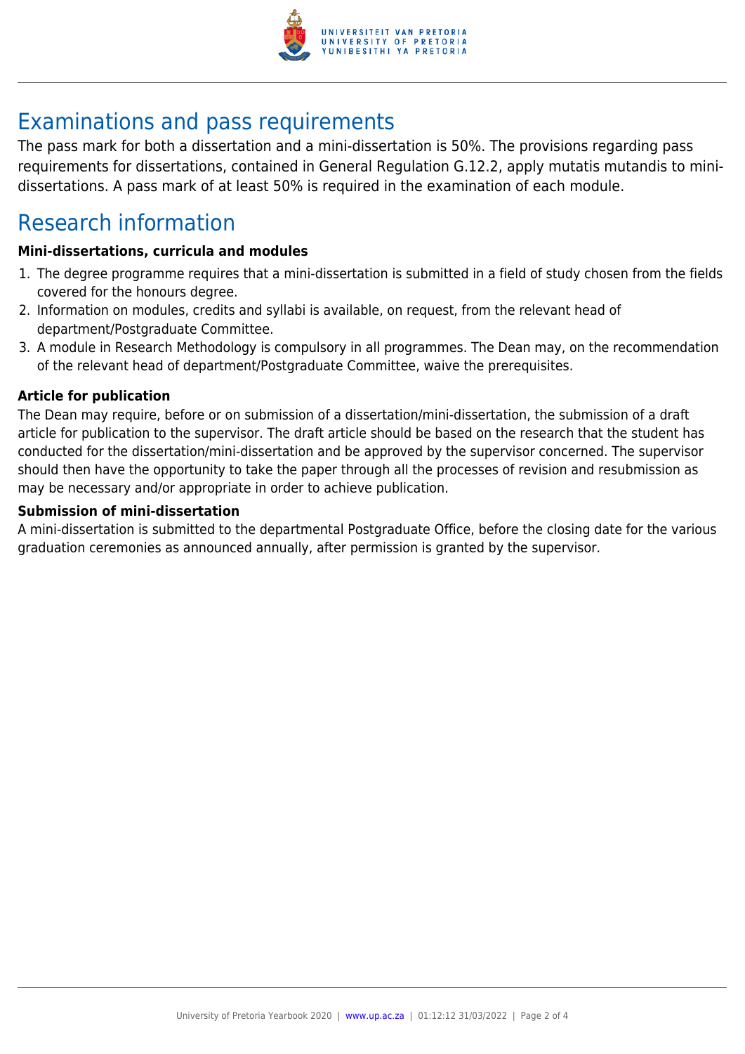## Examinations and pass requirements

The pass mark for both a dissertation and a mini-dissertation is 50%. The provisions regarding pass requirements for dissertations, contained in General Regulation G.12.2, apply mutatis mutandis to mini-dissertations. A pass mark of at least 50% is required in the examination of each module.

## Research information

### Mini-dissertations, curricula and modules

1. The degree programme requires that a mini-dissertation is submitted in a field of study chosen from the fields covered for the honours degree.
2. Information on modules, credits and syllabi is available, on request, from the relevant head of department/Postgraduate Committee.
3. A module in Research Methodology is compulsory in all programmes. The Dean may, on the recommendation of the relevant head of department/Postgraduate Committee, waive the prerequisites.

### Article for publication

The Dean may require, before or on submission of a dissertation/mini-dissertation, the submission of a draft article for publication to the supervisor. The draft article should be based on the research that the student has conducted for the dissertation/mini-dissertation and be approved by the supervisor concerned. The supervisor should then have the opportunity to take the paper through all the processes of revision and resubmission as may be necessary and/or appropriate in order to achieve publication.

### Submission of mini-dissertation

A mini-dissertation is submitted to the departmental Postgraduate Office, before the closing date for the various graduation ceremonies as announced annually, after permission is granted by the supervisor.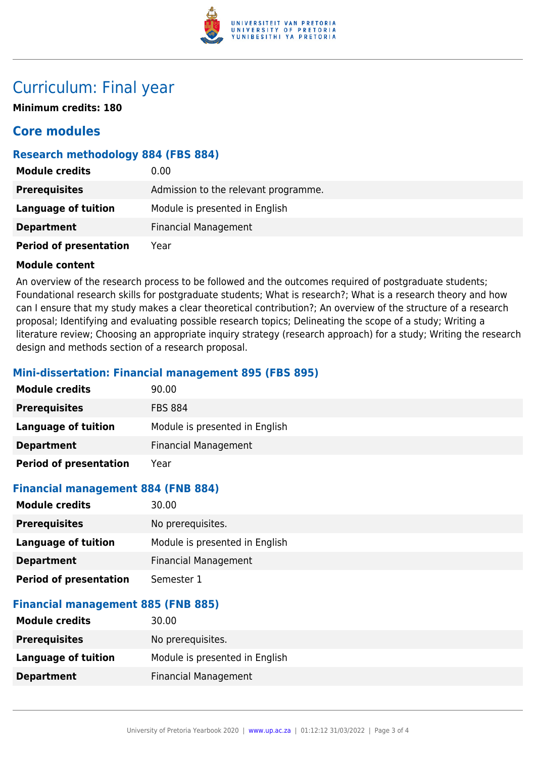# Curriculum: Final year

**Minimum credits: 180**

## Core modules

### Research methodology 884 (FBS 884)

| | |
|---|---|
| **Module credits** | 0.00 |
| **Prerequisites** | Admission to the relevant programme. |
| **Language of tuition** | Module is presented in English |
| **Department** | Financial Management |
| **Period of presentation** | Year |

**Module content**

An overview of the research process to be followed and the outcomes required of postgraduate students; Foundational research skills for postgraduate students; What is research?; What is a research theory and how can I ensure that my study makes a clear theoretical contribution?; An overview of the structure of a research proposal; Identifying and evaluating possible research topics; Delineating the scope of a study; Writing a literature review; Choosing an appropriate inquiry strategy (research approach) for a study; Writing the research design and methods section of a research proposal.

### Mini-dissertation: Financial management 895 (FBS 895)

| | |
|---|---|
| **Module credits** | 90.00 |
| **Prerequisites** | FBS 884 |
| **Language of tuition** | Module is presented in English |
| **Department** | Financial Management |
| **Period of presentation** | Year |

### Financial management 884 (FNB 884)

| | |
|---|---|
| **Module credits** | 30.00 |
| **Prerequisites** | No prerequisites. |
| **Language of tuition** | Module is presented in English |
| **Department** | Financial Management |
| **Period of presentation** | Semester 1 |

### Financial management 885 (FNB 885)

| | |
|---|---|
| **Module credits** | 30.00 |
| **Prerequisites** | No prerequisites. |
| **Language of tuition** | Module is presented in English |
| **Department** | Financial Management |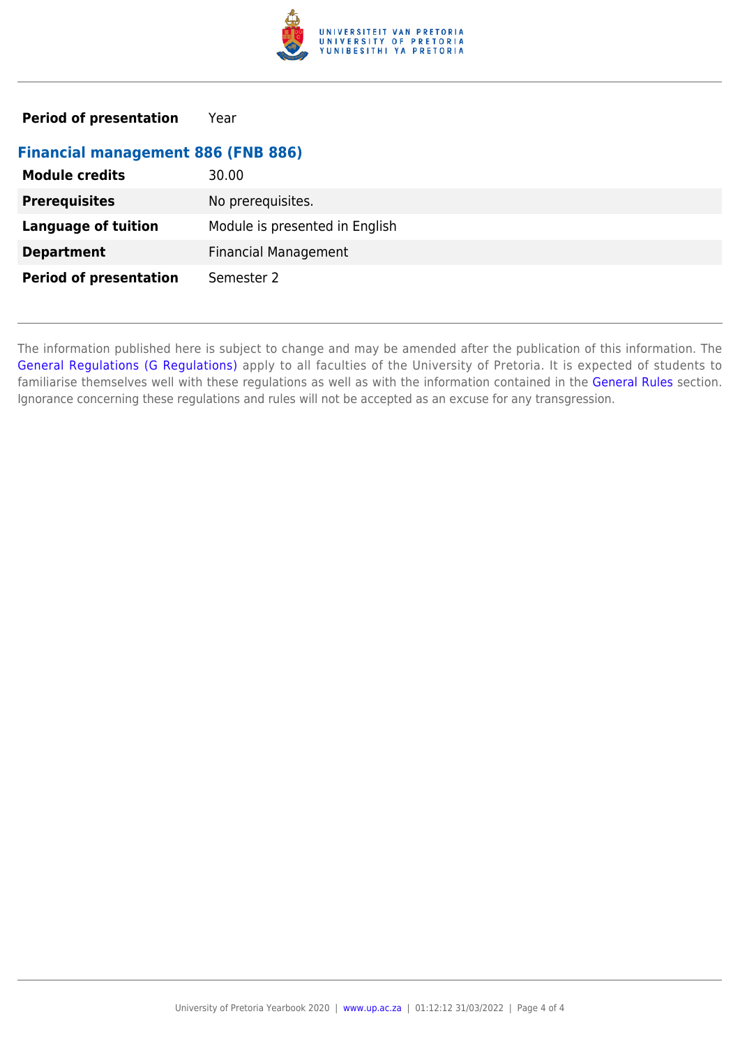| | |
|---|---|
| **Period of presentation** | Year |

### Financial management 886 (FNB 886)

| | |
|---|---|
| **Module credits** | 30.00 |
| **Prerequisites** | No prerequisites. |
| **Language of tuition** | Module is presented in English |
| **Department** | Financial Management |
| **Period of presentation** | Semester 2 |

The information published here is subject to change and may be amended after the publication of this information. The General Regulations (G Regulations) apply to all faculties of the University of Pretoria. It is expected of students to familiarise themselves well with these regulations as well as with the information contained in the General Rules section. Ignorance concerning these regulations and rules will not be accepted as an excuse for any transgression.